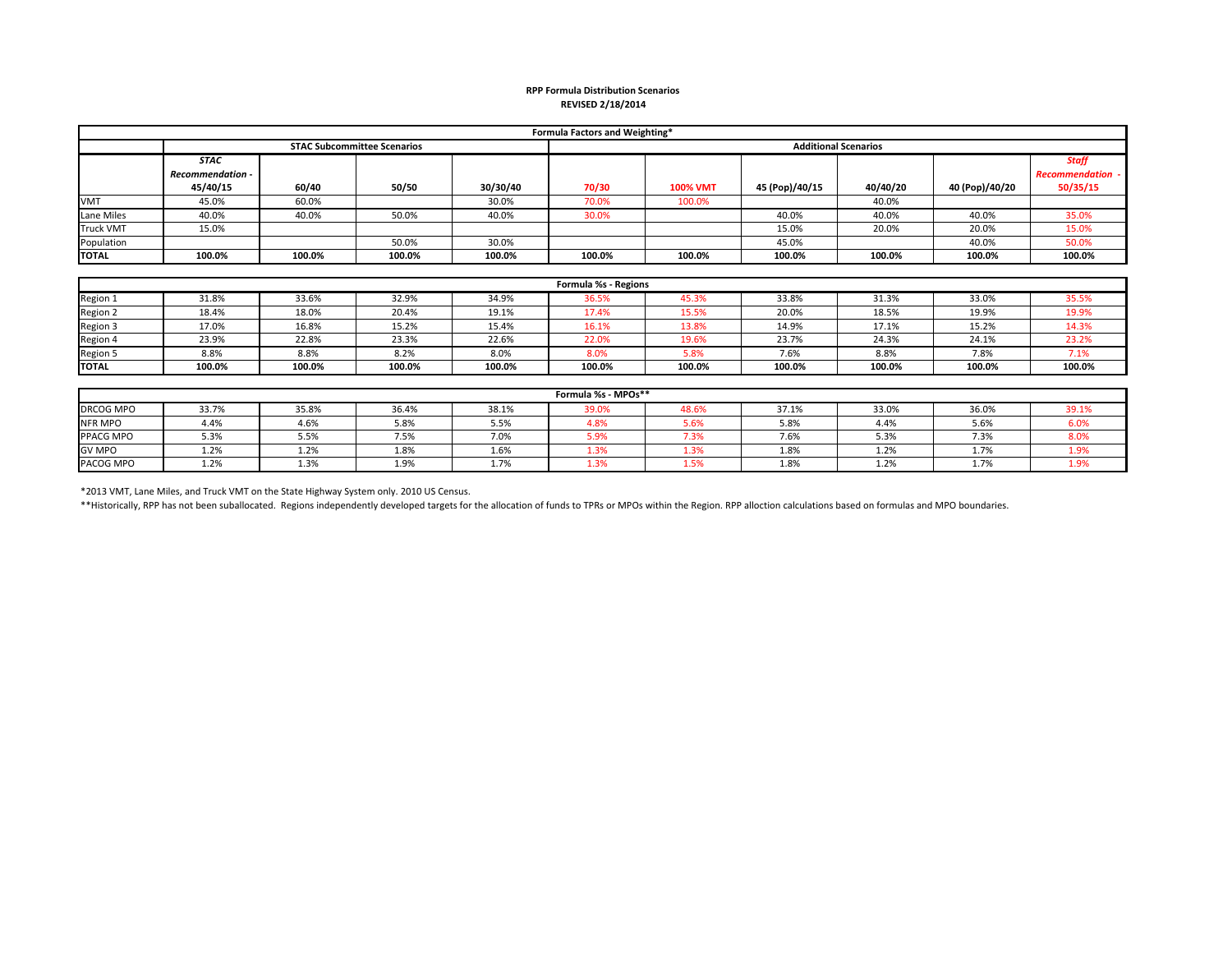# RPP Formula Distribution Scenarios

**REVISED 2/18/2014**

| Formula Factors and Weighting* | | | | | | | | | | |
|---|---|---|---|---|---|---|---|---|---|---|
| | STAC Subcommittee Scenarios | | | | Additional Scenarios | | | | | |
| | ***STAC Recommendation - 45/40/15*** | **60/40** | **50/50** | **30/30/40** | **70/30** | **100% VMT** | **45 (Pop)/40/15** | **40/40/20** | **40 (Pop)/40/20** | ***Staff Recommendation - 50/35/15*** |
| VMT | 45.0% | 60.0% | | 30.0% | 70.0% | 100.0% | | 40.0% | | |
| Lane Miles | 40.0% | 40.0% | 50.0% | 40.0% | 30.0% | | 40.0% | 40.0% | 40.0% | 35.0% |
| Truck VMT | 15.0% | | | | | | 15.0% | 20.0% | 20.0% | 15.0% |
| Population | | | 50.0% | 30.0% | | | 45.0% | | 40.0% | 50.0% |
| **TOTAL** | **100.0%** | **100.0%** | **100.0%** | **100.0%** | **100.0%** | **100.0%** | **100.0%** | **100.0%** | **100.0%** | **100.0%** |
| **Formula %s - Regions** | | | | | | | | | | |
| Region 1 | 31.8% | 33.6% | 32.9% | 34.9% | 36.5% | 45.3% | 33.8% | 31.3% | 33.0% | 35.5% |
| Region 2 | 18.4% | 18.0% | 20.4% | 19.1% | 17.4% | 15.5% | 20.0% | 18.5% | 19.9% | 19.9% |
| Region 3 | 17.0% | 16.8% | 15.2% | 15.4% | 16.1% | 13.8% | 14.9% | 17.1% | 15.2% | 14.3% |
| Region 4 | 23.9% | 22.8% | 23.3% | 22.6% | 22.0% | 19.6% | 23.7% | 24.3% | 24.1% | 23.2% |
| Region 5 | 8.8% | 8.8% | 8.2% | 8.0% | 8.0% | 5.8% | 7.6% | 8.8% | 7.8% | 7.1% |
| **TOTAL** | **100.0%** | **100.0%** | **100.0%** | **100.0%** | **100.0%** | **100.0%** | **100.0%** | **100.0%** | **100.0%** | **100.0%** |
| **Formula %s - MPOs**** | | | | | | | | | | |
| DRCOG MPO | 33.7% | 35.8% | 36.4% | 38.1% | 39.0% | 48.6% | 37.1% | 33.0% | 36.0% | 39.1% |
| NFR MPO | 4.4% | 4.6% | 5.8% | 5.5% | 4.8% | 5.6% | 5.8% | 4.4% | 5.6% | 6.0% |
| PPACG MPO | 5.3% | 5.5% | 7.5% | 7.0% | 5.9% | 7.3% | 7.6% | 5.3% | 7.3% | 8.0% |
| GV MPO | 1.2% | 1.2% | 1.8% | 1.6% | 1.3% | 1.3% | 1.8% | 1.2% | 1.7% | 1.9% |
| PACOG MPO | 1.2% | 1.3% | 1.9% | 1.7% | 1.3% | 1.5% | 1.8% | 1.2% | 1.7% | 1.9% |

*2013 VMT, Lane Miles, and Truck VMT on the State Highway System only. 2010 US Census.

**Historically, RPP has not been suballocated. Regions independently developed targets for the allocation of funds to TPRs or MPOs within the Region. RPP alloction calculations based on formulas and MPO boundaries.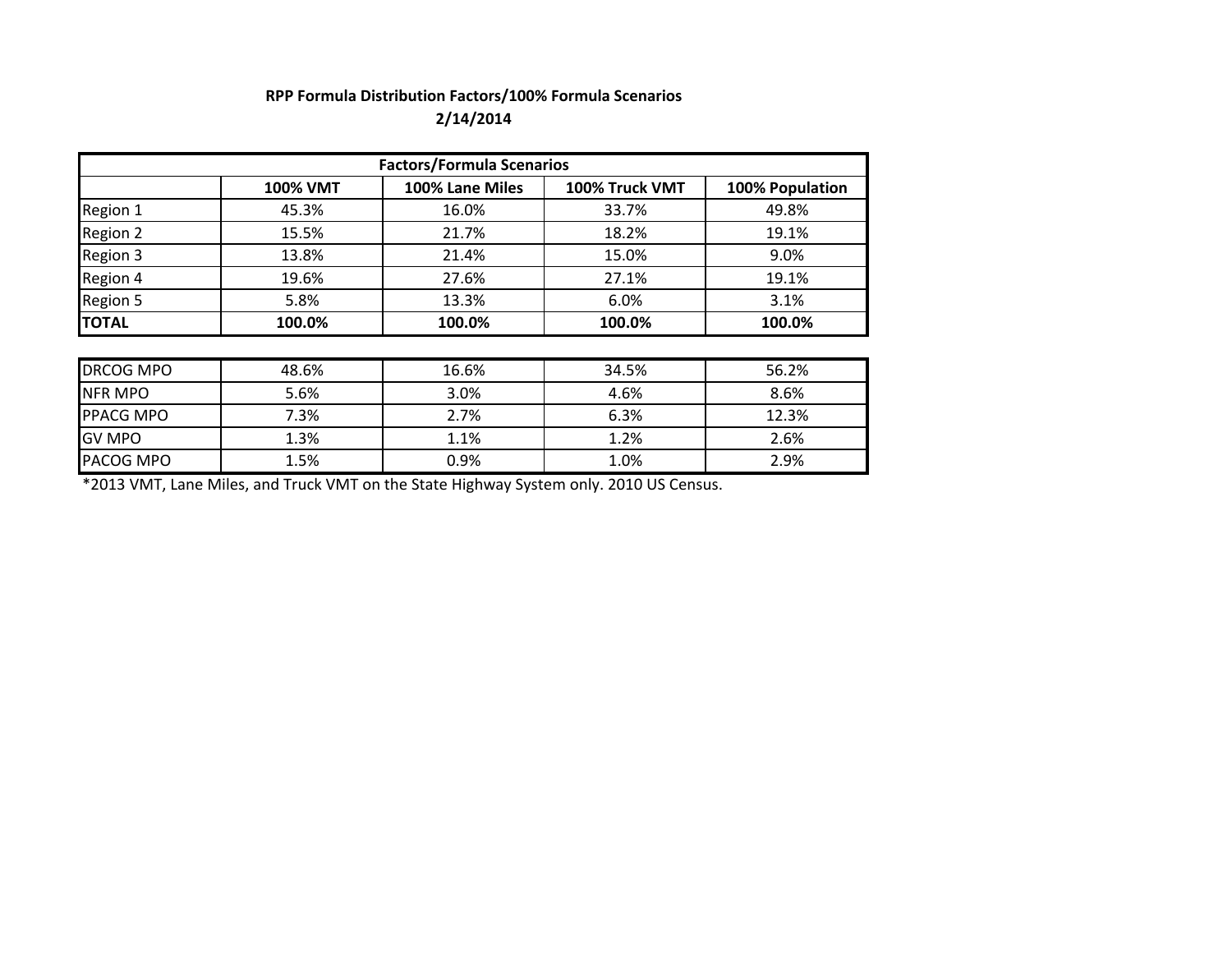**RPP Formula Distribution Factors/100% Formula Scenarios**
**2/14/2014**

| Factors/Formula Scenarios | | | | |
|---|---|---|---|---|
| | **100% VMT** | **100% Lane Miles** | **100% Truck VMT** | **100% Population** |
| Region 1 | 45.3% | 16.0% | 33.7% | 49.8% |
| Region 2 | 15.5% | 21.7% | 18.2% | 19.1% |
| Region 3 | 13.8% | 21.4% | 15.0% | 9.0% |
| Region 4 | 19.6% | 27.6% | 27.1% | 19.1% |
| Region 5 | 5.8% | 13.3% | 6.0% | 3.1% |
| **TOTAL** | **100.0%** | **100.0%** | **100.0%** | **100.0%** |

| | | | | |
|---|---|---|---|---|
| DRCOG MPO | 48.6% | 16.6% | 34.5% | 56.2% |
| NFR MPO | 5.6% | 3.0% | 4.6% | 8.6% |
| PPACG MPO | 7.3% | 2.7% | 6.3% | 12.3% |
| GV MPO | 1.3% | 1.1% | 1.2% | 2.6% |
| PACOG MPO | 1.5% | 0.9% | 1.0% | 2.9% |

*2013 VMT, Lane Miles, and Truck VMT on the State Highway System only. 2010 US Census.